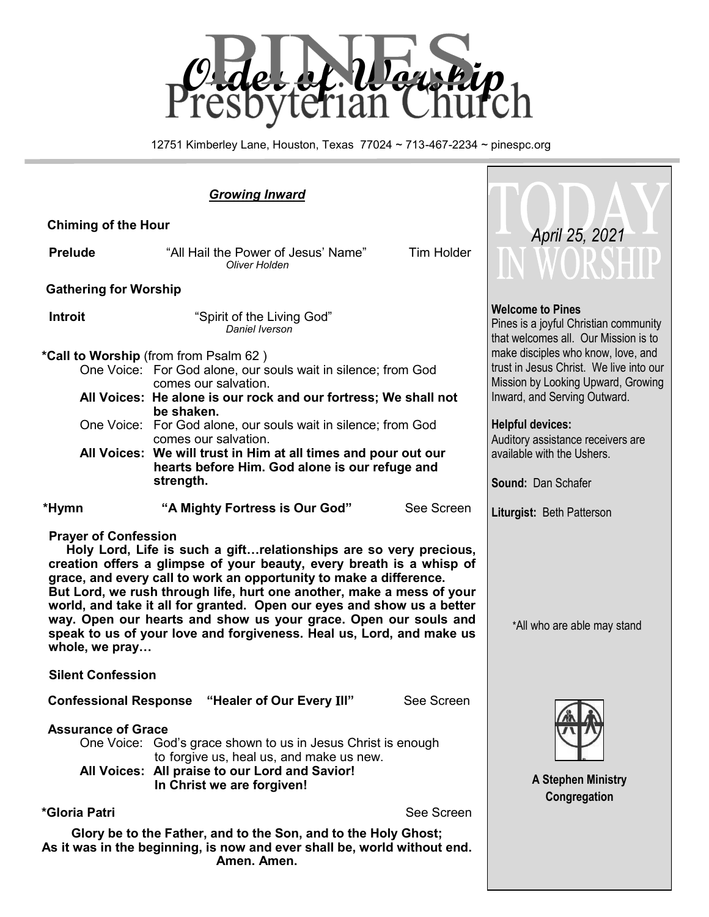# Order of Worship

# PINES Presbyterian Church

12751 Kimberley Lane, Houston, Texas 77024 ~ 713-467-2234 ~ pinespc.org

## *Growing Inward*

**Chiming of the Hour**

**Prelude** "All Hail the Power of Jesus' Name" *Oliver Holden* Tim Holder

**Gathering for Worship**

**Introit** "Spirit of the Living God" *Daniel Iverson*

***Call to Worship** (from from Psalm 62 )

One Voice: For God alone, our souls wait in silence; from God comes our salvation.

**All Voices: He alone is our rock and our fortress; We shall not be shaken.**

One Voice: For God alone, our souls wait in silence; from God comes our salvation.

**All Voices: We will trust in Him at all times and pour out our hearts before Him. God alone is our refuge and strength.**

***Hymn** **"A Mighty Fortress is Our God"** See Screen

**Prayer of Confession**

**Holy Lord, Life is such a gift…relationships are so very precious, creation offers a glimpse of your beauty, every breath is a whisp of grace, and every call to work an opportunity to make a difference. But Lord, we rush through life, hurt one another, make a mess of your world, and take it all for granted. Open our eyes and show us a better way. Open our hearts and show us your grace. Open our souls and speak to us of your love and forgiveness. Heal us, Lord, and make us whole, we pray…**

**Silent Confession**

**Confessional Response** **"Healer of Our Every Ill"** See Screen

**Assurance of Grace**

One Voice: God's grace shown to us in Jesus Christ is enough to forgive us, heal us, and make us new.

**All Voices: All praise to our Lord and Savior! In Christ we are forgiven!**

***Gloria Patri** See Screen

**Glory be to the Father, and to the Son, and to the Holy Ghost;**
**As it was in the beginning, is now and ever shall be, world without end. Amen. Amen.**

## TODAY IN WORSHIP

*April 25, 2021*

**Welcome to Pines**
Pines is a joyful Christian community that welcomes all. Our Mission is to make disciples who know, love, and trust in Jesus Christ. We live into our Mission by Looking Upward, Growing Inward, and Serving Outward.

**Helpful devices:**
Auditory assistance receivers are available with the Ushers.

**Sound:** Dan Schafer

**Liturgist:** Beth Patterson

*All who are able may stand

**A Stephen Ministry Congregation**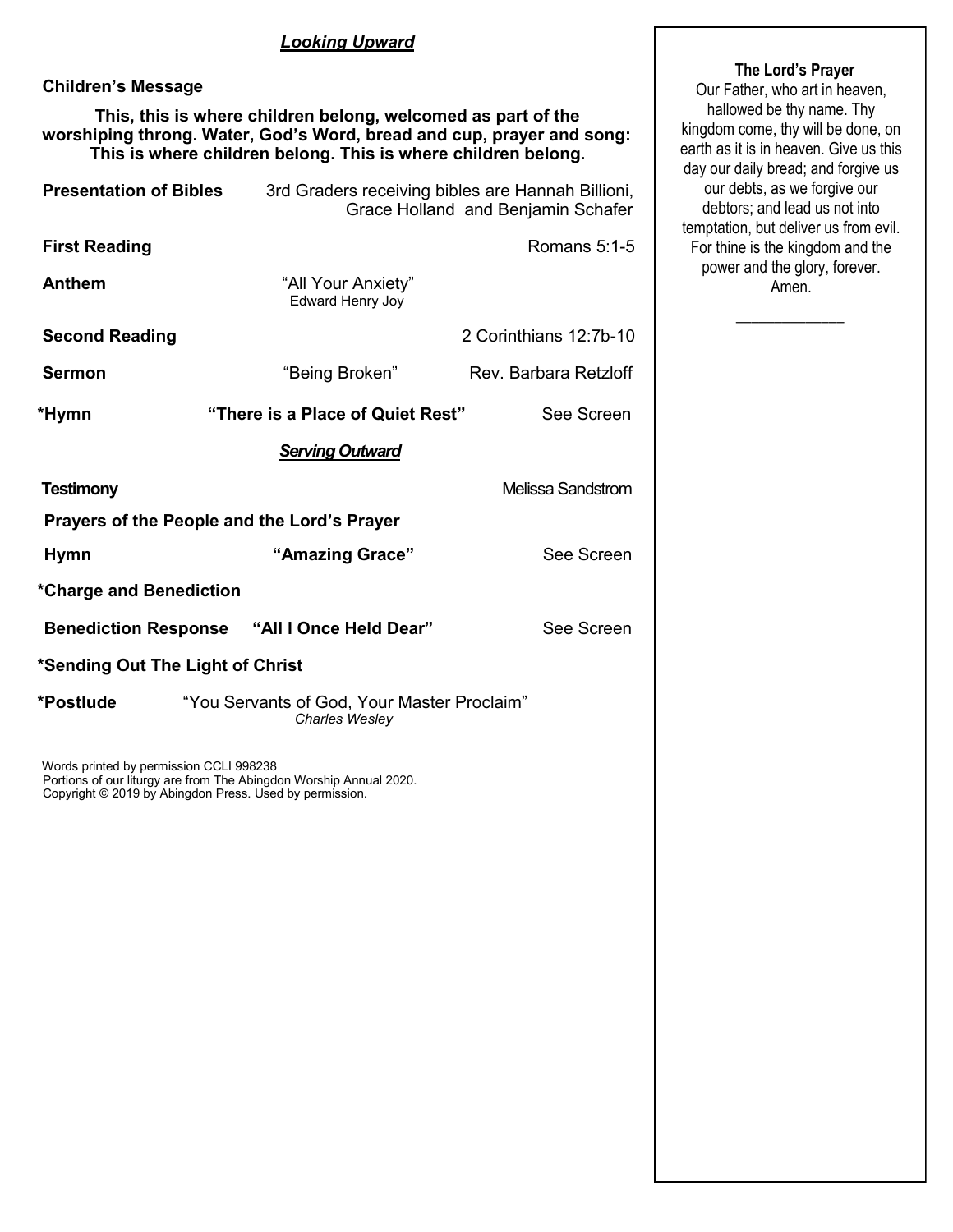## *Looking Upward*

**Children's Message**

**This, this is where children belong, welcomed as part of the worshiping throng. Water, God's Word, bread and cup, prayer and song: This is where children belong. This is where children belong.**

**Presentation of Bibles** — 3rd Graders receiving bibles are Hannah Billioni, Grace Holland and Benjamin Schafer

**First Reading** — Romans 5:1-5

**Anthem** — "All Your Anxiety"
Edward Henry Joy

**Second Reading** — 2 Corinthians 12:7b-10

**Sermon** — "Being Broken" — Rev. Barbara Retzloff

***Hymn** — **"There is a Place of Quiet Rest"** — See Screen

## *Serving Outward*

**Testimony** — Melissa Sandstrom

**Prayers of the People and the Lord's Prayer**

**Hymn** — **"Amazing Grace"** — See Screen

***Charge and Benediction**

**Benediction Response** — **"All I Once Held Dear"** — See Screen

***Sending Out The Light of Christ**

***Postlude** — "You Servants of God, Your Master Proclaim"
*Charles Wesley*

Words printed by permission CCLI 998238
Portions of our liturgy are from The Abingdon Worship Annual 2020.
Copyright © 2019 by Abingdon Press. Used by permission.

**The Lord's Prayer**

Our Father, who art in heaven, hallowed be thy name. Thy kingdom come, thy will be done, on earth as it is in heaven. Give us this day our daily bread; and forgive us our debts, as we forgive our debtors; and lead us not into temptation, but deliver us from evil. For thine is the kingdom and the power and the glory, forever. Amen.

______________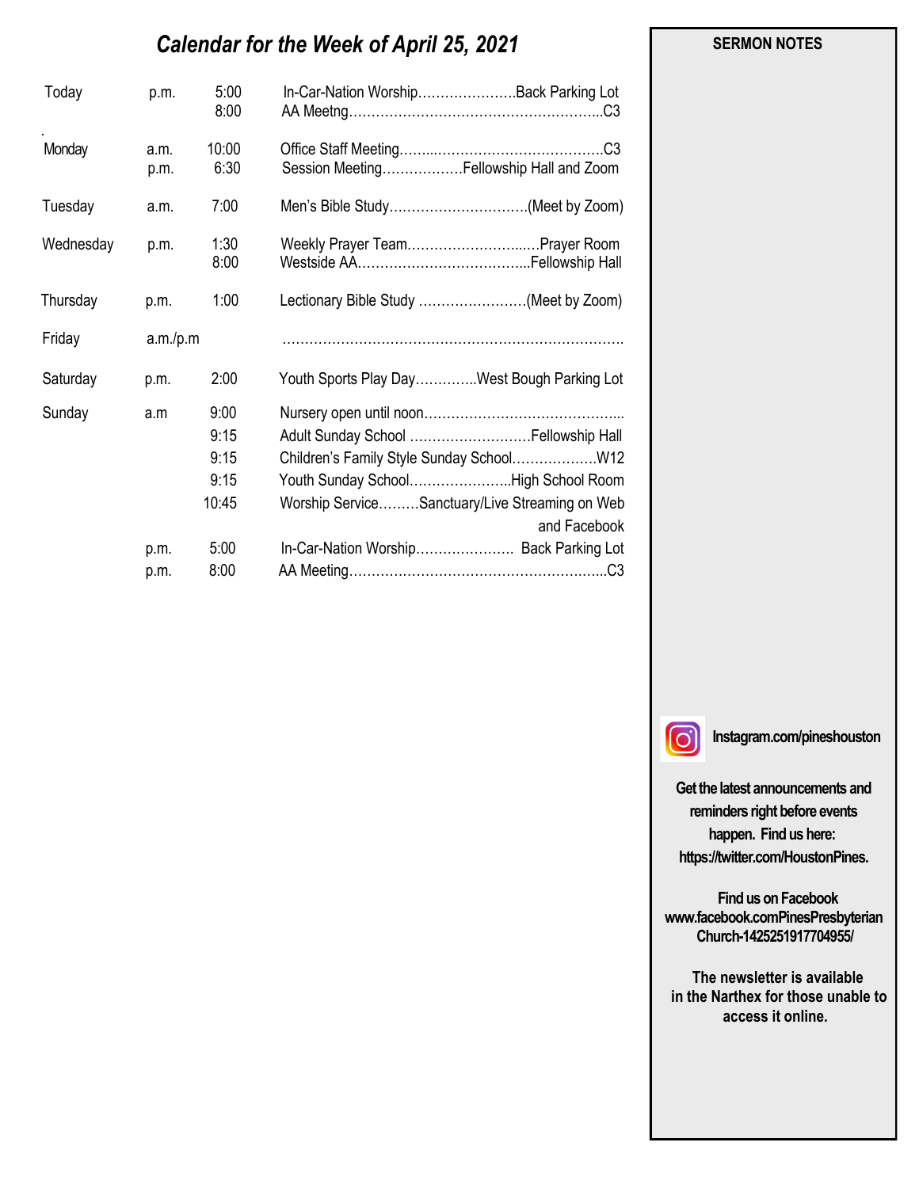# *Calendar for the Week of April 25, 2021*

| Day | | Time | Event |
|---|---|---|---|
| Today | p.m. | 5:00 | In-Car-Nation Worship………………….Back Parking Lot |
| | | 8:00 | AA Meetng………………………………………………..C3 |
| Monday | a.m. | 10:00 | Office Staff Meeting……..………………………………C3 |
| | p.m. | 6:30 | Session Meeting………………Fellowship Hall and Zoom |
| Tuesday | a.m. | 7:00 | Men's Bible Study…………………………(Meet by Zoom) |
| Wednesday | p.m. | 1:30 | Weekly Prayer Team……………………..…Prayer Room |
| | | 8:00 | Westside AA………………………………...Fellowship Hall |
| Thursday | p.m. | 1:00 | Lectionary Bible Study ……………………(Meet by Zoom) |
| Friday | a.m./p.m | | ………………………………………………………………. |
| Saturday | p.m. | 2:00 | Youth Sports Play Day…………..West Bough Parking Lot |
| Sunday | a.m | 9:00 | Nursery open until noon……………………………………... |
| | | 9:15 | Adult Sunday School ………………………Fellowship Hall |
| | | 9:15 | Children's Family Style Sunday School……………….W12 |
| | | 9:15 | Youth Sunday School…………………..High School Room |
| | | 10:45 | Worship Service………Sanctuary/Live Streaming on Web and Facebook |
| | p.m. | 5:00 | In-Car-Nation Worship…………………. Back Parking Lot |
| | p.m. | 8:00 | AA Meeting…………………………………………………..C3 |

**SERMON NOTES**

**Instagram.com/pineshouston**

**Get the latest announcements and reminders right before events happen. Find us here: https://twitter.com/HoustonPines.**

**Find us on Facebook www.facebook.comPinesPresbyterianChurch-1425251917704955/**

**The newsletter is available in the Narthex for those unable to access it online.**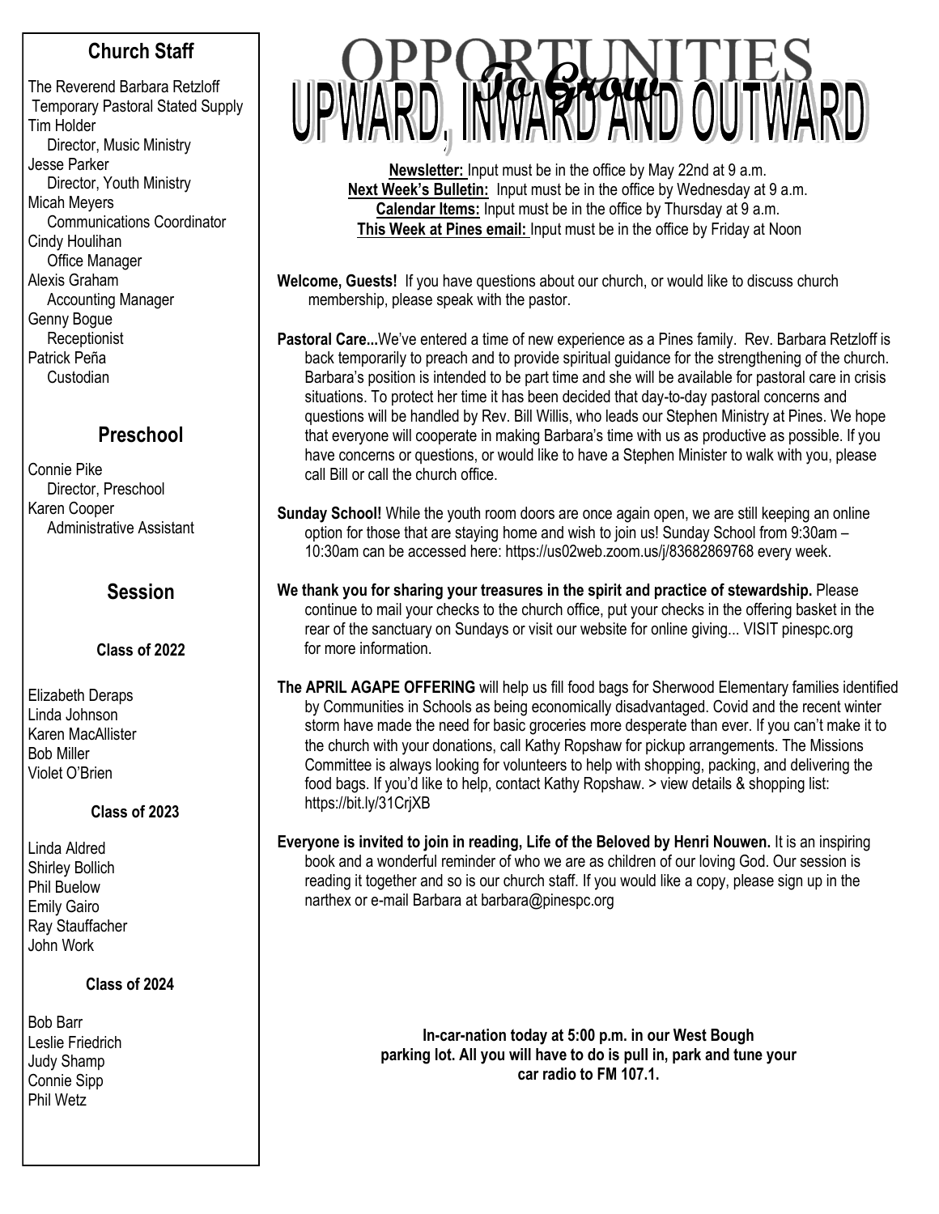## Church Staff

The Reverend Barbara Retzloff
Temporary Pastoral Stated Supply
Tim Holder
Director, Music Ministry
Jesse Parker
Director, Youth Ministry
Micah Meyers
Communications Coordinator
Cindy Houlihan
Office Manager
Alexis Graham
Accounting Manager
Genny Bogue
Receptionist
Patrick Peña
Custodian

## Preschool

Connie Pike
Director, Preschool
Karen Cooper
Administrative Assistant

## Session

### Class of 2022

Elizabeth Deraps
Linda Johnson
Karen MacAllister
Bob Miller
Violet O'Brien

### Class of 2023

Linda Aldred
Shirley Bollich
Phil Buelow
Emily Gairo
Ray Stauffacher
John Work

### Class of 2024

Bob Barr
Leslie Friedrich
Judy Shamp
Connie Sipp
Phil Wetz

# OPPORTUNITIES To Grow UPWARD, INWARD AND OUTWARD

**Newsletter:** Input must be in the office by May 22nd at 9 a.m.
**Next Week's Bulletin:** Input must be in the office by Wednesday at 9 a.m.
**Calendar Items:** Input must be in the office by Thursday at 9 a.m.
**This Week at Pines email:** Input must be in the office by Friday at Noon

**Welcome, Guests!** If you have questions about our church, or would like to discuss church membership, please speak with the pastor.

**Pastoral Care...**We've entered a time of new experience as a Pines family. Rev. Barbara Retzloff is back temporarily to preach and to provide spiritual guidance for the strengthening of the church. Barbara's position is intended to be part time and she will be available for pastoral care in crisis situations. To protect her time it has been decided that day-to-day pastoral concerns and questions will be handled by Rev. Bill Willis, who leads our Stephen Ministry at Pines. We hope that everyone will cooperate in making Barbara's time with us as productive as possible. If you have concerns or questions, or would like to have a Stephen Minister to walk with you, please call Bill or call the church office.

**Sunday School!** While the youth room doors are once again open, we are still keeping an online option for those that are staying home and wish to join us! Sunday School from 9:30am – 10:30am can be accessed here: https://us02web.zoom.us/j/83682869768 every week.

**We thank you for sharing your treasures in the spirit and practice of stewardship.** Please continue to mail your checks to the church office, put your checks in the offering basket in the rear of the sanctuary on Sundays or visit our website for online giving... VISIT pinespc.org for more information.

**The APRIL AGAPE OFFERING** will help us fill food bags for Sherwood Elementary families identified by Communities in Schools as being economically disadvantaged. Covid and the recent winter storm have made the need for basic groceries more desperate than ever. If you can't make it to the church with your donations, call Kathy Ropshaw for pickup arrangements. The Missions Committee is always looking for volunteers to help with shopping, packing, and delivering the food bags. If you'd like to help, contact Kathy Ropshaw. > view details & shopping list: https://bit.ly/31CrjXB

**Everyone is invited to join in reading, Life of the Beloved by Henri Nouwen.** It is an inspiring book and a wonderful reminder of who we are as children of our loving God. Our session is reading it together and so is our church staff. If you would like a copy, please sign up in the narthex or e-mail Barbara at barbara@pinespc.org

**In-car-nation today at 5:00 p.m. in our West Bough parking lot. All you will have to do is pull in, park and tune your car radio to FM 107.1.**